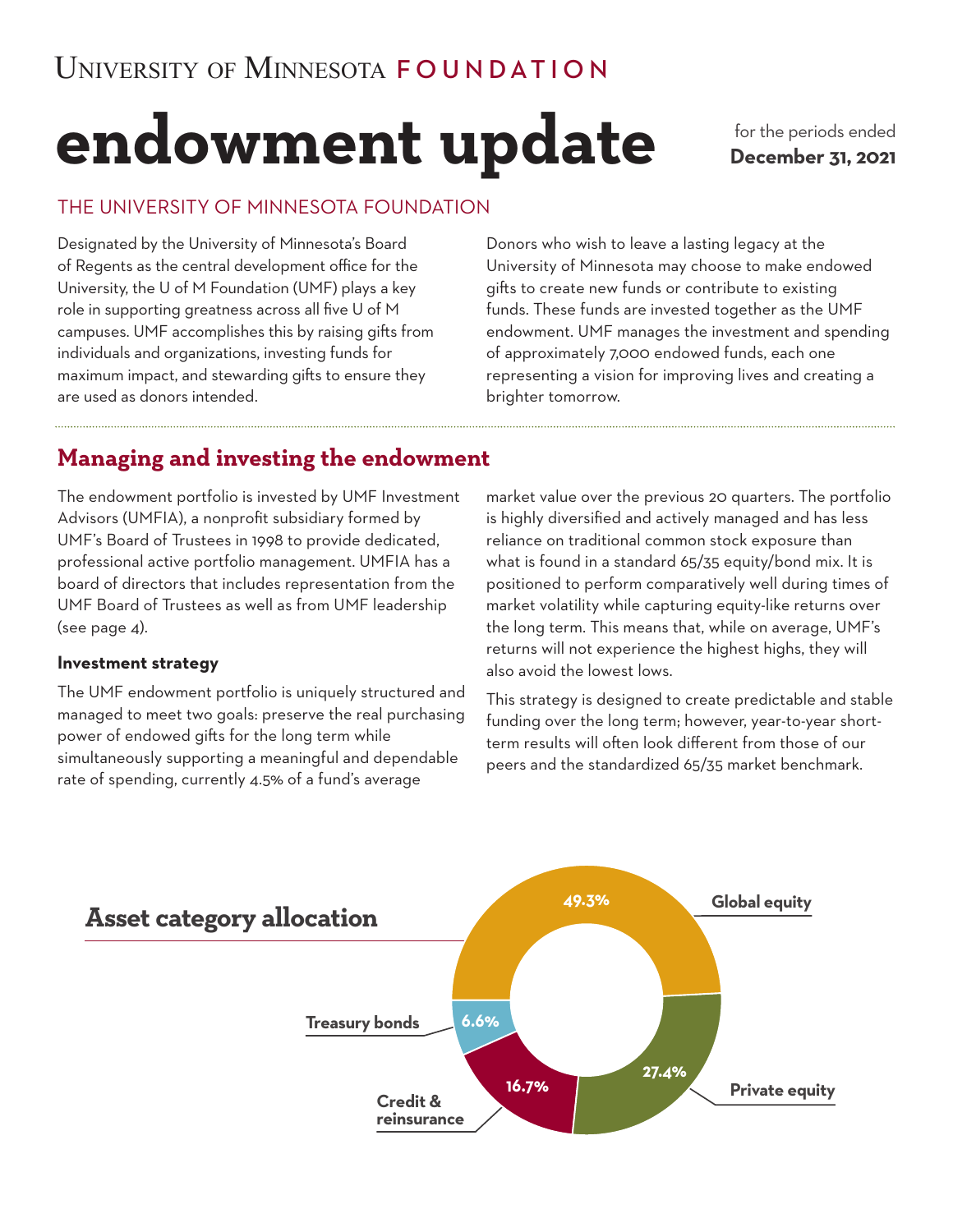# UNIVERSITY OF MINNESOTA FOUNDATION

# endowment update

for the periods ended **December 31, 2021**

## THE UNIVERSITY OF MINNESOTA FOUNDATION

Designated by the University of Minnesota's Board of Regents as the central development office for the University, the U of M Foundation (UMF) plays a key role in supporting greatness across all five U of M campuses. UMF accomplishes this by raising gifts from individuals and organizations, investing funds for maximum impact, and stewarding gifts to ensure they are used as donors intended.

Donors who wish to leave a lasting legacy at the University of Minnesota may choose to make endowed gifts to create new funds or contribute to existing funds. These funds are invested together as the UMF endowment. UMF manages the investment and spending of approximately 7,000 endowed funds, each one representing a vision for improving lives and creating a brighter tomorrow.

## Managing and investing the endowment

The endowment portfolio is invested by UMF Investment Advisors (UMFIA), a nonprofit subsidiary formed by UMF's Board of Trustees in 1998 to provide dedicated, professional active portfolio management. UMFIA has a board of directors that includes representation from the UMF Board of Trustees as well as from UMF leadership (see page 4).

### Investment strategy

The UMF endowment portfolio is uniquely structured and managed to meet two goals: preserve the real purchasing power of endowed gifts for the long term while simultaneously supporting a meaningful and dependable rate of spending, currently 4.5% of a fund's average market value over the previous 20 quarters. The portfolio is highly diversified and actively managed and has less reliance on traditional common stock exposure than what is found in a standard 65/35 equity/bond mix. It is positioned to perform comparatively well during times of market volatility while capturing equity-like returns over the long term. This means that, while on average, UMF's returns will not experience the highest highs, they will also avoid the lowest lows.

This strategy is designed to create predictable and stable funding over the long term; however, year-to-year short-term results will often look different from those of our peers and the standardized 65/35 market benchmark.

## Asset category allocation

| Asset category | Allocation |
|---|---|
| Global equity | 49.3% |
| Private equity | 27.4% |
| Credit & reinsurance | 16.7% |
| Treasury bonds | 6.6% |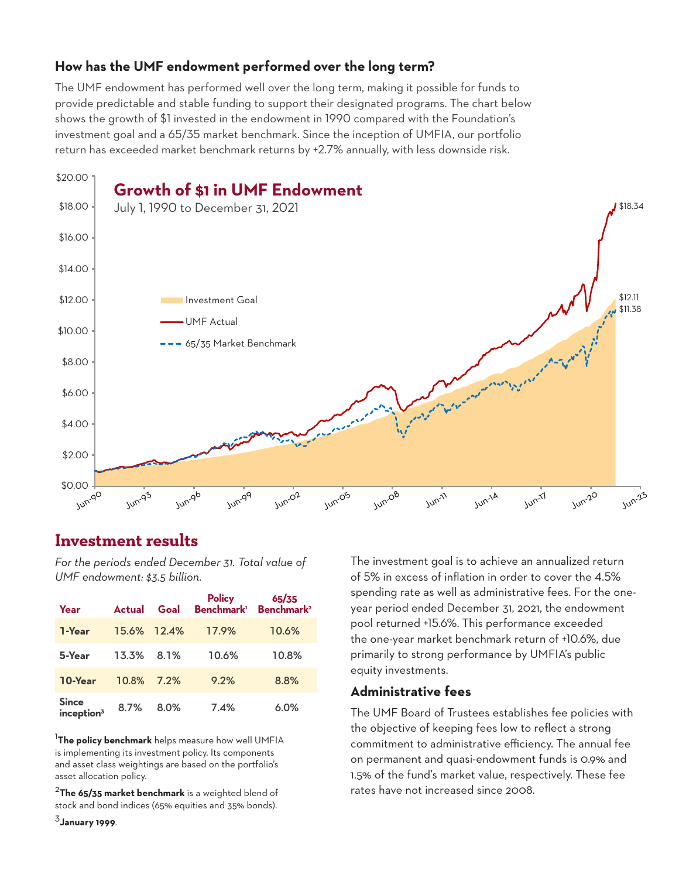### How has the UMF endowment performed over the long term?

The UMF endowment has performed well over the long term, making it possible for funds to provide predictable and stable funding to support their designated programs. The chart below shows the growth of $1 invested in the endowment in 1990 compared with the Foundation's investment goal and a 65/35 market benchmark. Since the inception of UMFIA, our portfolio return has exceeded market benchmark returns by +2.7% annually, with less downside risk.

**Growth of $1 in UMF Endowment**

July 1, 1990 to December 31, 2021

- Investment Goal: $12.11
- UMF Actual: $18.34
- 65/35 Market Benchmark: $11.38

## Investment results

*For the periods ended December 31. Total value of UMF endowment: $3.5 billion.*

| Year | Actual | Goal | Policy Benchmark[1] | 65/35 Benchmark[2] |
|---|---|---|---|---|
| **1-Year** | 15.6% | 12.4% | 17.9% | 10.6% |
| **5-Year** | 13.3% | 8.1% | 10.6% | 10.8% |
| **10-Year** | 10.8% | 7.2% | 9.2% | 8.8% |
| **Since inception[3]** | 8.7% | 8.0% | 7.4% | 6.0% |

[1] **The policy benchmark** helps measure how well UMFIA is implementing its investment policy. Its components and asset class weightings are based on the portfolio's asset allocation policy.

[2] **The 65/35 market benchmark** is a weighted blend of stock and bond indices (65% equities and 35% bonds).

[3] **January 1999**.

The investment goal is to achieve an annualized return of 5% in excess of inflation in order to cover the 4.5% spending rate as well as administrative fees. For the one-year period ended December 31, 2021, the endowment pool returned +15.6%. This performance exceeded the one-year market benchmark return of +10.6%, due primarily to strong performance by UMFIA's public equity investments.

### Administrative fees

The UMF Board of Trustees establishes fee policies with the objective of keeping fees low to reflect a strong commitment to administrative efficiency. The annual fee on permanent and quasi-endowment funds is 0.9% and 1.5% of the fund's market value, respectively. These fee rates have not increased since 2008.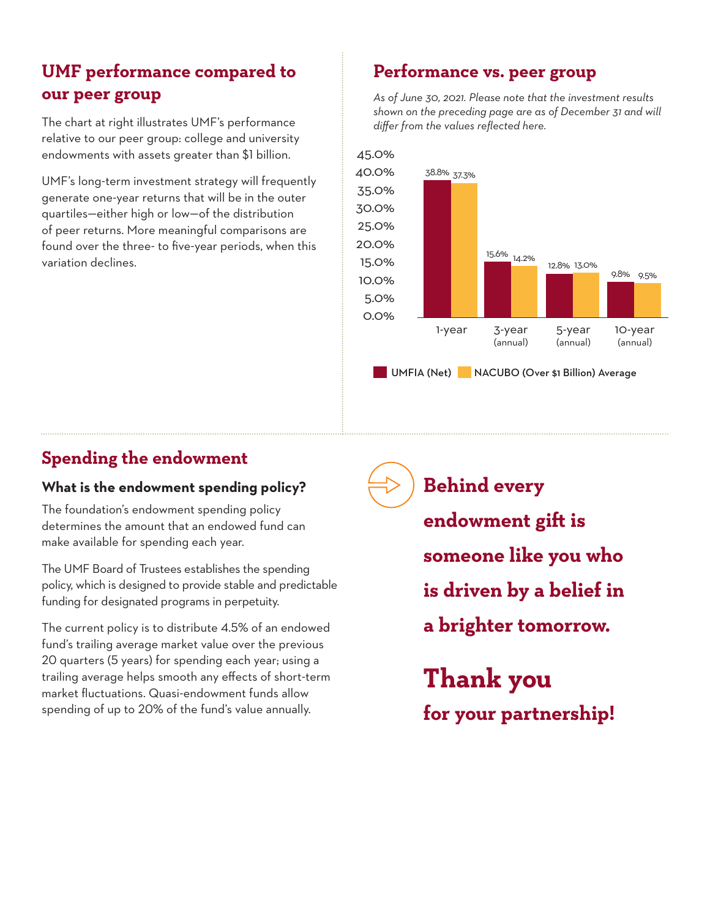## UMF performance compared to our peer group

The chart at right illustrates UMF's performance relative to our peer group: college and university endowments with assets greater than $1 billion.

UMF's long-term investment strategy will frequently generate one-year returns that will be in the outer quartiles—either high or low—of the distribution of peer returns. More meaningful comparisons are found over the three- to five-year periods, when this variation declines.

## Performance vs. peer group

*As of June 30, 2021. Please note that the investment results shown on the preceding page are as of December 31 and will differ from the values reflected here.*

| | UMFIA (Net) | NACUBO (Over $1 Billion) Average |
|---|---|---|
| 1-year | 38.8% | 37.3% |
| 3-year (annual) | 15.6% | 14.2% |
| 5-year (annual) | 12.8% | 13.0% |
| 10-year (annual) | 9.8% | 9.5% |

## Spending the endowment

### What is the endowment spending policy?

The foundation's endowment spending policy determines the amount that an endowed fund can make available for spending each year.

The UMF Board of Trustees establishes the spending policy, which is designed to provide stable and predictable funding for designated programs in perpetuity.

The current policy is to distribute 4.5% of an endowed fund's trailing average market value over the previous 20 quarters (5 years) for spending each year; using a trailing average helps smooth any effects of short-term market fluctuations. Quasi-endowment funds allow spending of up to 20% of the fund's value annually.

**Behind every endowment gift is someone like you who is driven by a belief in a brighter tomorrow.**

# Thank you

**for your partnership!**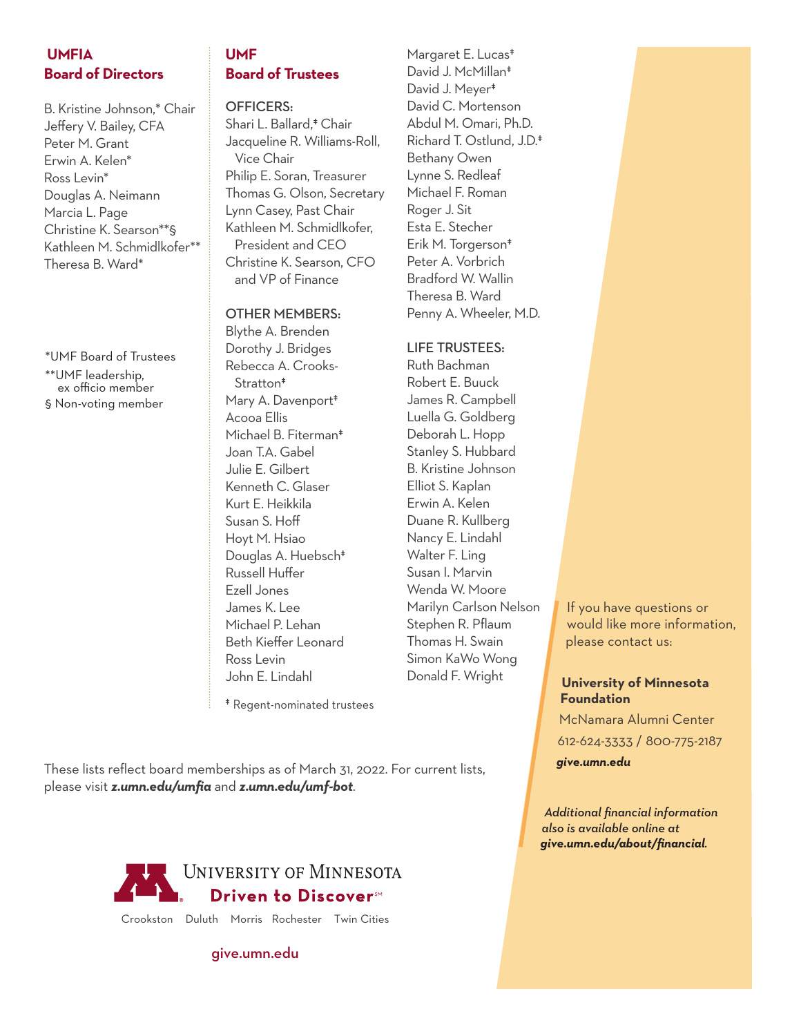## UMFIA Board of Directors

B. Kristine Johnson,* Chair
Jeffery V. Bailey, CFA
Peter M. Grant
Erwin A. Kelen*
Ross Levin*
Douglas A. Neimann
Marcia L. Page
Christine K. Searson**§
Kathleen M. Schmidlkofer**
Theresa B. Ward*

*UMF Board of Trustees
**UMF leadership, ex officio member
§ Non-voting member

## UMF Board of Trustees

OFFICERS:
Shari L. Ballard,‡ Chair
Jacqueline R. Williams-Roll, Vice Chair
Philip E. Soran, Treasurer
Thomas G. Olson, Secretary
Lynn Casey, Past Chair
Kathleen M. Schmidlkofer, President and CEO
Christine K. Searson, CFO and VP of Finance

OTHER MEMBERS:
Blythe A. Brenden
Dorothy J. Bridges
Rebecca A. Crooks-Stratton‡
Mary A. Davenport‡
Acooa Ellis
Michael B. Fiterman‡
Joan T.A. Gabel
Julie E. Gilbert
Kenneth C. Glaser
Kurt E. Heikkila
Susan S. Hoff
Hoyt M. Hsiao
Douglas A. Huebsch‡
Russell Huffer
Ezell Jones
James K. Lee
Michael P. Lehan
Beth Kieffer Leonard
Ross Levin
John E. Lindahl
Margaret E. Lucas‡
David J. McMillan‡
David J. Meyer‡
David C. Mortenson
Abdul M. Omari, Ph.D.
Richard T. Ostlund, J.D.‡
Bethany Owen
Lynne S. Redleaf
Michael F. Roman
Roger J. Sit
Esta E. Stecher
Erik M. Torgerson‡
Peter A. Vorbrich
Bradford W. Wallin
Theresa B. Ward
Penny A. Wheeler, M.D.

LIFE TRUSTEES:
Ruth Bachman
Robert E. Buuck
James R. Campbell
Luella G. Goldberg
Deborah L. Hopp
Stanley S. Hubbard
B. Kristine Johnson
Elliot S. Kaplan
Erwin A. Kelen
Duane R. Kullberg
Nancy E. Lindahl
Walter F. Ling
Susan I. Marvin
Wenda W. Moore
Marilyn Carlson Nelson
Stephen R. Pflaum
Thomas H. Swain
Simon KaWo Wong
Donald F. Wright

‡ Regent-nominated trustees

These lists reflect board memberships as of March 31, 2022. For current lists, please visit ***z.umn.edu/umfia*** and ***z.umn.edu/umf-bot***.

If you have questions or would like more information, please contact us:

**University of Minnesota Foundation**
McNamara Alumni Center
612-624-3333 / 800-775-2187
***give.umn.edu***

*Additional financial information also is available online at* ***give.umn.edu/about/financial****.*

University of Minnesota
**Driven to Discover**℠
Crookston Duluth Morris Rochester Twin Cities

give.umn.edu